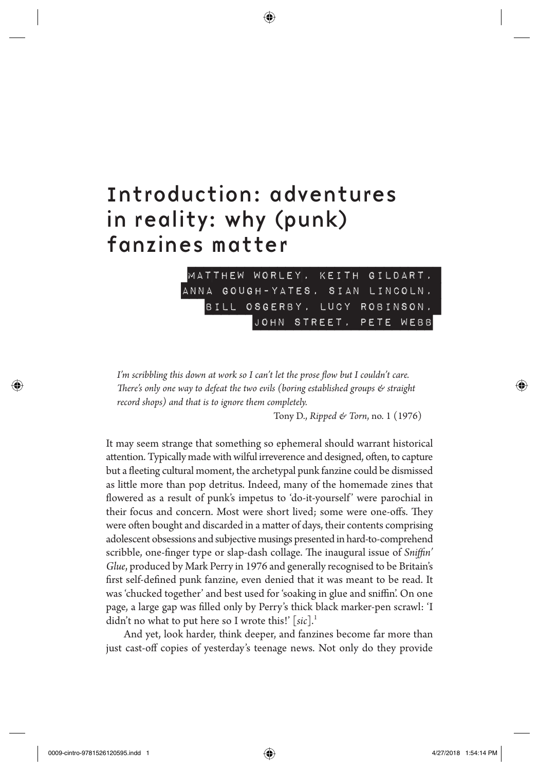# Introduction: adventures in reality: why (punk) fanzines matter

Matthew Worley, Keith Gildart, Anna Gough-Yates, Sian Lincoln, Bill Osgerby, Lucy Robinson, John Street, Pete Webb

> *I'm scribbling this down at work so I can't let the prose flow but I couldn't care. There's only one way to defeat the two evils (boring established groups & straight record shops) and that is to ignore them completely.*
>
> Tony D., *Ripped & Torn*, no. 1 (1976)

It may seem strange that something so ephemeral should warrant historical attention. Typically made with wilful irreverence and designed, often, to capture but a fleeting cultural moment, the archetypal punk fanzine could be dismissed as little more than pop detritus. Indeed, many of the homemade zines that flowered as a result of punk's impetus to 'do-it-yourself' were parochial in their focus and concern. Most were short lived; some were one-offs. They were often bought and discarded in a matter of days, their contents comprising adolescent obsessions and subjective musings presented in hard-to-comprehend scribble, one-finger type or slap-dash collage. The inaugural issue of *Sniffin' Glue*, produced by Mark Perry in 1976 and generally recognised to be Britain's first self-defined punk fanzine, even denied that it was meant to be read. It was 'chucked together' and best used for 'soaking in glue and sniffin'. On one page, a large gap was filled only by Perry's thick black marker-pen scrawl: 'I didn't no what to put here so I wrote this!' [*sic*].[1]

And yet, look harder, think deeper, and fanzines become far more than just cast-off copies of yesterday's teenage news. Not only do they provide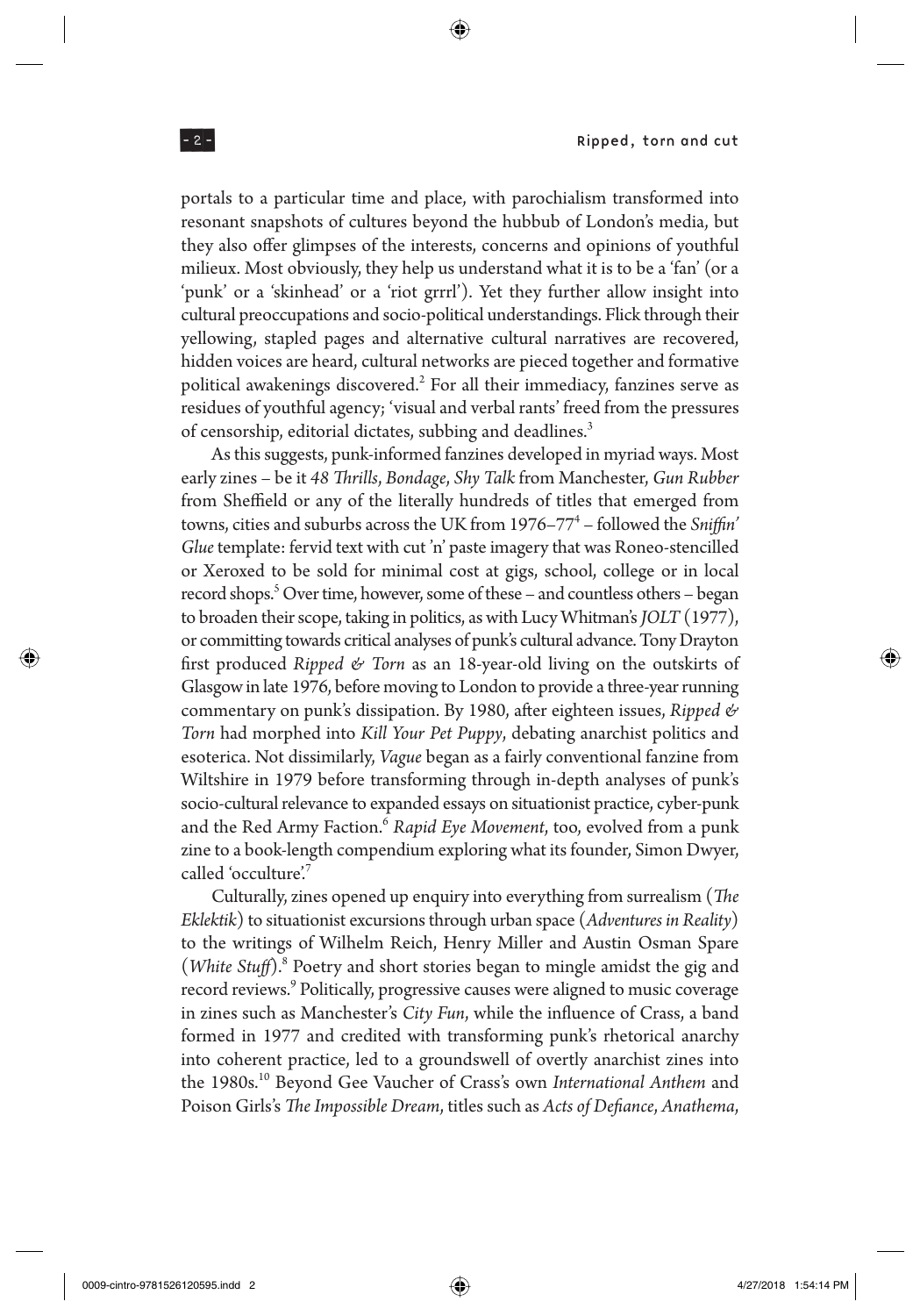portals to a particular time and place, with parochialism transformed into resonant snapshots of cultures beyond the hubbub of London's media, but they also offer glimpses of the interests, concerns and opinions of youthful milieux. Most obviously, they help us understand what it is to be a 'fan' (or a 'punk' or a 'skinhead' or a 'riot grrrl'). Yet they further allow insight into cultural preoccupations and socio-political understandings. Flick through their yellowing, stapled pages and alternative cultural narratives are recovered, hidden voices are heard, cultural networks are pieced together and formative political awakenings discovered.[2] For all their immediacy, fanzines serve as residues of youthful agency; 'visual and verbal rants' freed from the pressures of censorship, editorial dictates, subbing and deadlines.[3]

As this suggests, punk-informed fanzines developed in myriad ways. Most early zines – be it *48 Thrills*, *Bondage*, *Shy Talk* from Manchester, *Gun Rubber* from Sheffield or any of the literally hundreds of titles that emerged from towns, cities and suburbs across the UK from 1976–77[4] – followed the *Sniffin' Glue* template: fervid text with cut 'n' paste imagery that was Roneo-stencilled or Xeroxed to be sold for minimal cost at gigs, school, college or in local record shops.[5] Over time, however, some of these – and countless others – began to broaden their scope, taking in politics, as with Lucy Whitman's *JOLT* (1977), or committing towards critical analyses of punk's cultural advance. Tony Drayton first produced *Ripped & Torn* as an 18-year-old living on the outskirts of Glasgow in late 1976, before moving to London to provide a three-year running commentary on punk's dissipation. By 1980, after eighteen issues, *Ripped & Torn* had morphed into *Kill Your Pet Puppy*, debating anarchist politics and esoterica. Not dissimilarly, *Vague* began as a fairly conventional fanzine from Wiltshire in 1979 before transforming through in-depth analyses of punk's socio-cultural relevance to expanded essays on situationist practice, cyber-punk and the Red Army Faction.[6] *Rapid Eye Movement*, too, evolved from a punk zine to a book-length compendium exploring what its founder, Simon Dwyer, called 'occulture'.[7]

Culturally, zines opened up enquiry into everything from surrealism (*The Eklektik*) to situationist excursions through urban space (*Adventures in Reality*) to the writings of Wilhelm Reich, Henry Miller and Austin Osman Spare (*White Stuff*).[8] Poetry and short stories began to mingle amidst the gig and record reviews.[9] Politically, progressive causes were aligned to music coverage in zines such as Manchester's *City Fun*, while the influence of Crass, a band formed in 1977 and credited with transforming punk's rhetorical anarchy into coherent practice, led to a groundswell of overtly anarchist zines into the 1980s.[10] Beyond Gee Vaucher of Crass's own *International Anthem* and Poison Girls's *The Impossible Dream*, titles such as *Acts of Defiance*, *Anathema*,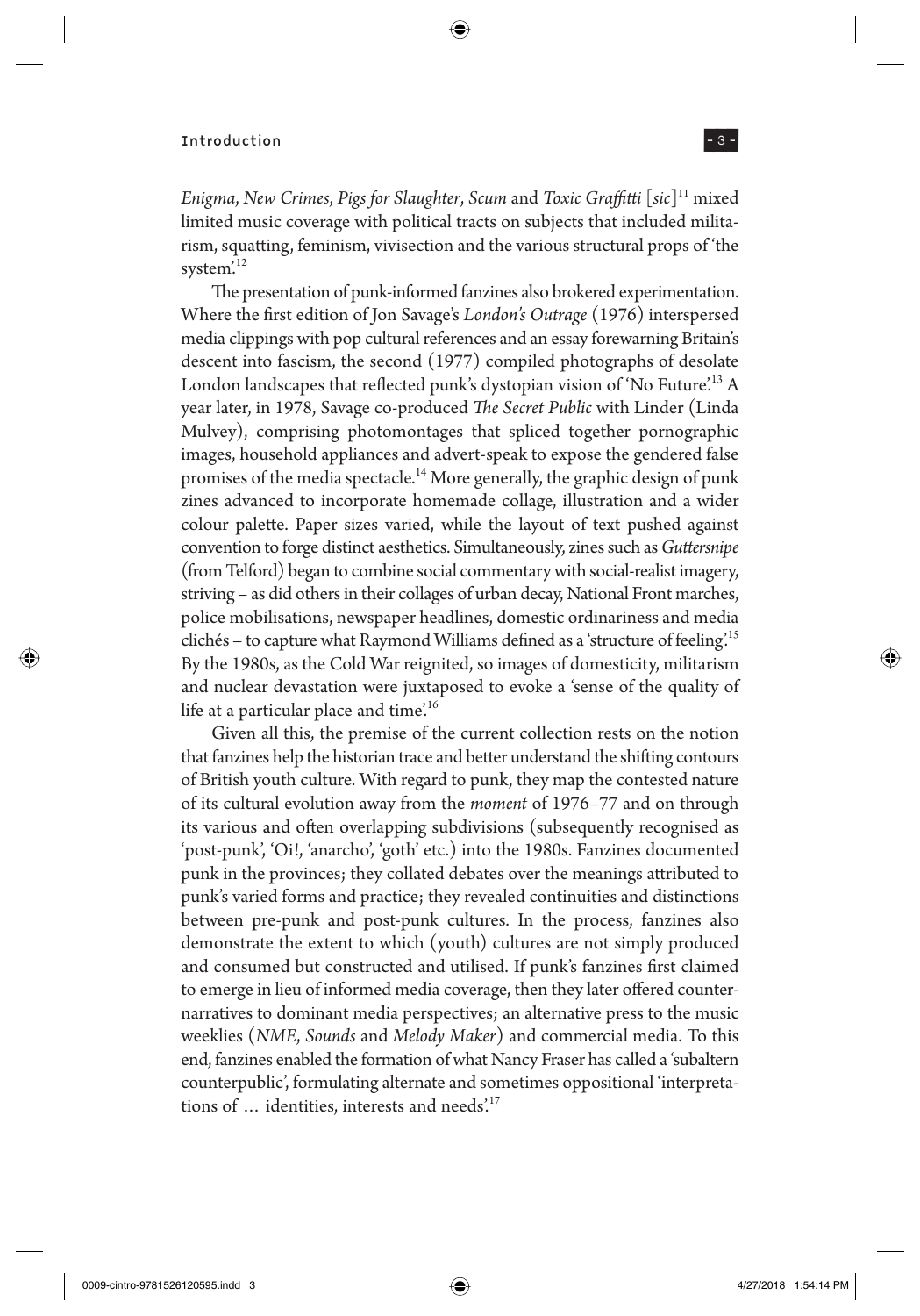*Enigma*, *New Crimes*, *Pigs for Slaughter*, *Scum* and *Toxic Graffitti* [*sic*][11] mixed limited music coverage with political tracts on subjects that included militarism, squatting, feminism, vivisection and the various structural props of 'the system'.[12]

The presentation of punk-informed fanzines also brokered experimentation. Where the first edition of Jon Savage's *London's Outrage* (1976) interspersed media clippings with pop cultural references and an essay forewarning Britain's descent into fascism, the second (1977) compiled photographs of desolate London landscapes that reflected punk's dystopian vision of 'No Future'.[13] A year later, in 1978, Savage co-produced *The Secret Public* with Linder (Linda Mulvey), comprising photomontages that spliced together pornographic images, household appliances and advert-speak to expose the gendered false promises of the media spectacle.[14] More generally, the graphic design of punk zines advanced to incorporate homemade collage, illustration and a wider colour palette. Paper sizes varied, while the layout of text pushed against convention to forge distinct aesthetics. Simultaneously, zines such as *Guttersnipe* (from Telford) began to combine social commentary with social-realist imagery, striving – as did others in their collages of urban decay, National Front marches, police mobilisations, newspaper headlines, domestic ordinariness and media clichés – to capture what Raymond Williams defined as a 'structure of feeling'.[15] By the 1980s, as the Cold War reignited, so images of domesticity, militarism and nuclear devastation were juxtaposed to evoke a 'sense of the quality of life at a particular place and time'.[16]

Given all this, the premise of the current collection rests on the notion that fanzines help the historian trace and better understand the shifting contours of British youth culture. With regard to punk, they map the contested nature of its cultural evolution away from the *moment* of 1976–77 and on through its various and often overlapping subdivisions (subsequently recognised as 'post-punk', 'Oi!, 'anarcho', 'goth' etc.) into the 1980s. Fanzines documented punk in the provinces; they collated debates over the meanings attributed to punk's varied forms and practice; they revealed continuities and distinctions between pre-punk and post-punk cultures. In the process, fanzines also demonstrate the extent to which (youth) cultures are not simply produced and consumed but constructed and utilised. If punk's fanzines first claimed to emerge in lieu of informed media coverage, then they later offered counter-narratives to dominant media perspectives; an alternative press to the music weeklies (*NME*, *Sounds* and *Melody Maker*) and commercial media. To this end, fanzines enabled the formation of what Nancy Fraser has called a 'subaltern counterpublic', formulating alternate and sometimes oppositional 'interpretations of … identities, interests and needs'.[17]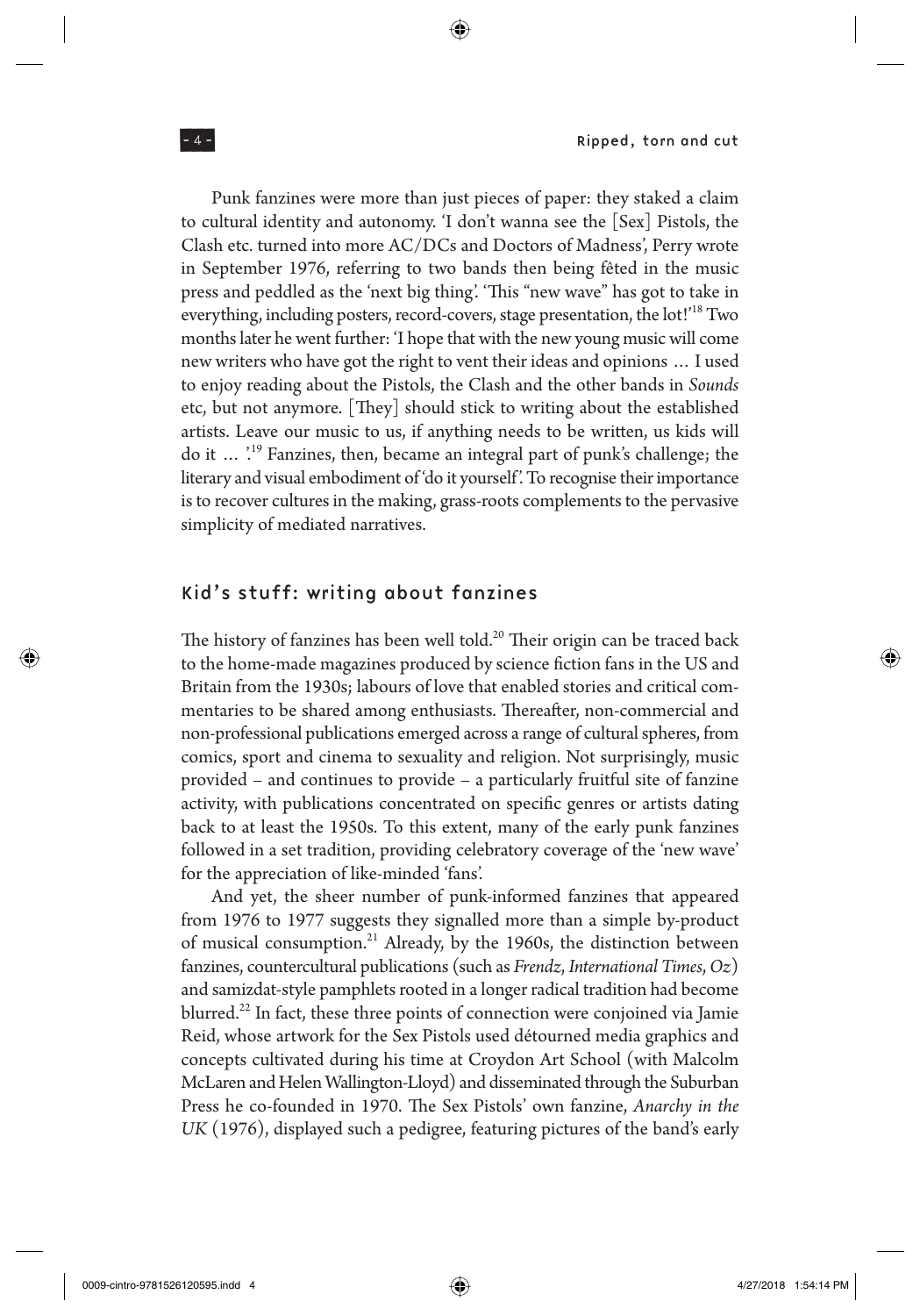Punk fanzines were more than just pieces of paper: they staked a claim to cultural identity and autonomy. 'I don't wanna see the [Sex] Pistols, the Clash etc. turned into more AC/DCs and Doctors of Madness', Perry wrote in September 1976, referring to two bands then being fêted in the music press and peddled as the 'next big thing'. 'This "new wave" has got to take in everything, including posters, record-covers, stage presentation, the lot!'[18] Two months later he went further: 'I hope that with the new young music will come new writers who have got the right to vent their ideas and opinions … I used to enjoy reading about the Pistols, the Clash and the other bands in *Sounds* etc, but not anymore. [They] should stick to writing about the established artists. Leave our music to us, if anything needs to be written, us kids will do it … '.[19] Fanzines, then, became an integral part of punk's challenge; the literary and visual embodiment of 'do it yourself'. To recognise their importance is to recover cultures in the making, grass-roots complements to the pervasive simplicity of mediated narratives.

## Kid's stuff: writing about fanzines

The history of fanzines has been well told.[20] Their origin can be traced back to the home-made magazines produced by science fiction fans in the US and Britain from the 1930s; labours of love that enabled stories and critical commentaries to be shared among enthusiasts. Thereafter, non-commercial and non-professional publications emerged across a range of cultural spheres, from comics, sport and cinema to sexuality and religion. Not surprisingly, music provided – and continues to provide – a particularly fruitful site of fanzine activity, with publications concentrated on specific genres or artists dating back to at least the 1950s. To this extent, many of the early punk fanzines followed in a set tradition, providing celebratory coverage of the 'new wave' for the appreciation of like-minded 'fans'.

And yet, the sheer number of punk-informed fanzines that appeared from 1976 to 1977 suggests they signalled more than a simple by-product of musical consumption.[21] Already, by the 1960s, the distinction between fanzines, countercultural publications (such as *Frendz*, *International Times*, *Oz*) and samizdat-style pamphlets rooted in a longer radical tradition had become blurred.[22] In fact, these three points of connection were conjoined via Jamie Reid, whose artwork for the Sex Pistols used détourned media graphics and concepts cultivated during his time at Croydon Art School (with Malcolm McLaren and Helen Wallington-Lloyd) and disseminated through the Suburban Press he co-founded in 1970. The Sex Pistols' own fanzine, *Anarchy in the UK* (1976), displayed such a pedigree, featuring pictures of the band's early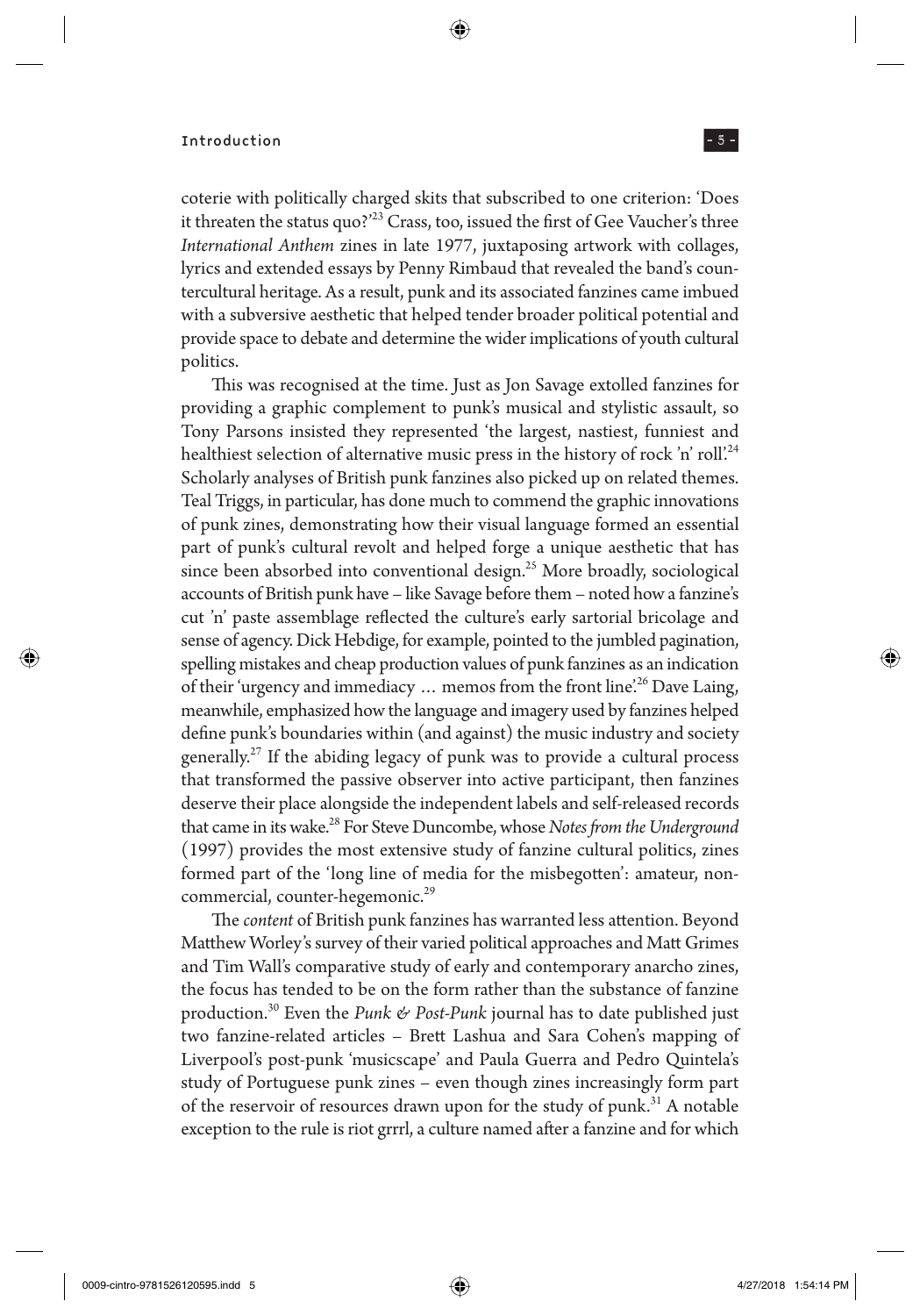coterie with politically charged skits that subscribed to one criterion: 'Does it threaten the status quo?'[23] Crass, too, issued the first of Gee Vaucher's three *International Anthem* zines in late 1977, juxtaposing artwork with collages, lyrics and extended essays by Penny Rimbaud that revealed the band's countercultural heritage. As a result, punk and its associated fanzines came imbued with a subversive aesthetic that helped tender broader political potential and provide space to debate and determine the wider implications of youth cultural politics.

This was recognised at the time. Just as Jon Savage extolled fanzines for providing a graphic complement to punk's musical and stylistic assault, so Tony Parsons insisted they represented 'the largest, nastiest, funniest and healthiest selection of alternative music press in the history of rock 'n' roll'.[24] Scholarly analyses of British punk fanzines also picked up on related themes. Teal Triggs, in particular, has done much to commend the graphic innovations of punk zines, demonstrating how their visual language formed an essential part of punk's cultural revolt and helped forge a unique aesthetic that has since been absorbed into conventional design.[25] More broadly, sociological accounts of British punk have – like Savage before them – noted how a fanzine's cut 'n' paste assemblage reflected the culture's early sartorial bricolage and sense of agency. Dick Hebdige, for example, pointed to the jumbled pagination, spelling mistakes and cheap production values of punk fanzines as an indication of their 'urgency and immediacy … memos from the front line'.[26] Dave Laing, meanwhile, emphasized how the language and imagery used by fanzines helped define punk's boundaries within (and against) the music industry and society generally.[27] If the abiding legacy of punk was to provide a cultural process that transformed the passive observer into active participant, then fanzines deserve their place alongside the independent labels and self-released records that came in its wake.[28] For Steve Duncombe, whose *Notes from the Underground* (1997) provides the most extensive study of fanzine cultural politics, zines formed part of the 'long line of media for the misbegotten': amateur, non-commercial, counter-hegemonic.[29]

The *content* of British punk fanzines has warranted less attention. Beyond Matthew Worley's survey of their varied political approaches and Matt Grimes and Tim Wall's comparative study of early and contemporary anarcho zines, the focus has tended to be on the form rather than the substance of fanzine production.[30] Even the *Punk & Post-Punk* journal has to date published just two fanzine-related articles – Brett Lashua and Sara Cohen's mapping of Liverpool's post-punk 'musicscape' and Paula Guerra and Pedro Quintela's study of Portuguese punk zines – even though zines increasingly form part of the reservoir of resources drawn upon for the study of punk.[31] A notable exception to the rule is riot grrrl, a culture named after a fanzine and for which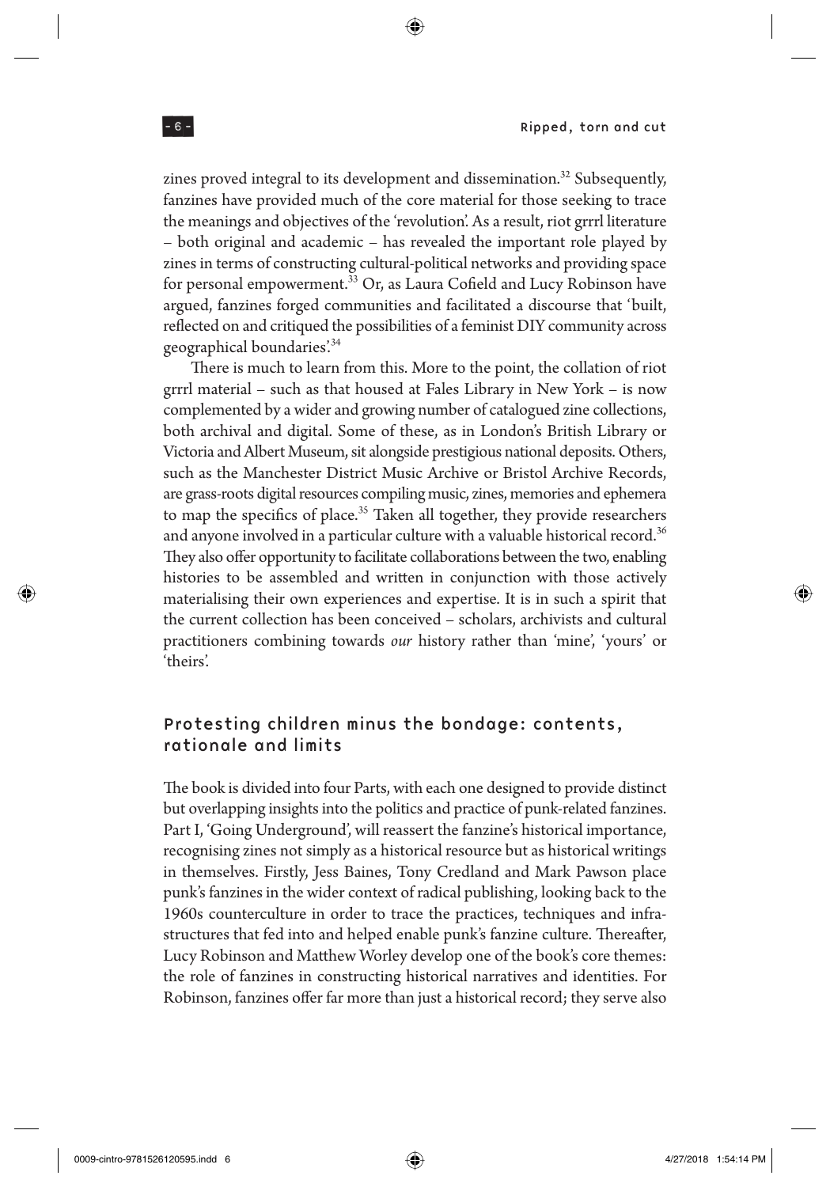zines proved integral to its development and dissemination.[32] Subsequently, fanzines have provided much of the core material for those seeking to trace the meanings and objectives of the 'revolution'. As a result, riot grrrl literature – both original and academic – has revealed the important role played by zines in terms of constructing cultural-political networks and providing space for personal empowerment.[33] Or, as Laura Cofield and Lucy Robinson have argued, fanzines forged communities and facilitated a discourse that 'built, reflected on and critiqued the possibilities of a feminist DIY community across geographical boundaries'.[34]

There is much to learn from this. More to the point, the collation of riot grrrl material – such as that housed at Fales Library in New York – is now complemented by a wider and growing number of catalogued zine collections, both archival and digital. Some of these, as in London's British Library or Victoria and Albert Museum, sit alongside prestigious national deposits. Others, such as the Manchester District Music Archive or Bristol Archive Records, are grass-roots digital resources compiling music, zines, memories and ephemera to map the specifics of place.[35] Taken all together, they provide researchers and anyone involved in a particular culture with a valuable historical record.[36] They also offer opportunity to facilitate collaborations between the two, enabling histories to be assembled and written in conjunction with those actively materialising their own experiences and expertise. It is in such a spirit that the current collection has been conceived – scholars, archivists and cultural practitioners combining towards *our* history rather than 'mine', 'yours' or 'theirs'.

## Protesting children minus the bondage: contents, rationale and limits

The book is divided into four Parts, with each one designed to provide distinct but overlapping insights into the politics and practice of punk-related fanzines. Part I, 'Going Underground', will reassert the fanzine's historical importance, recognising zines not simply as a historical resource but as historical writings in themselves. Firstly, Jess Baines, Tony Credland and Mark Pawson place punk's fanzines in the wider context of radical publishing, looking back to the 1960s counterculture in order to trace the practices, techniques and infrastructures that fed into and helped enable punk's fanzine culture. Thereafter, Lucy Robinson and Matthew Worley develop one of the book's core themes: the role of fanzines in constructing historical narratives and identities. For Robinson, fanzines offer far more than just a historical record; they serve also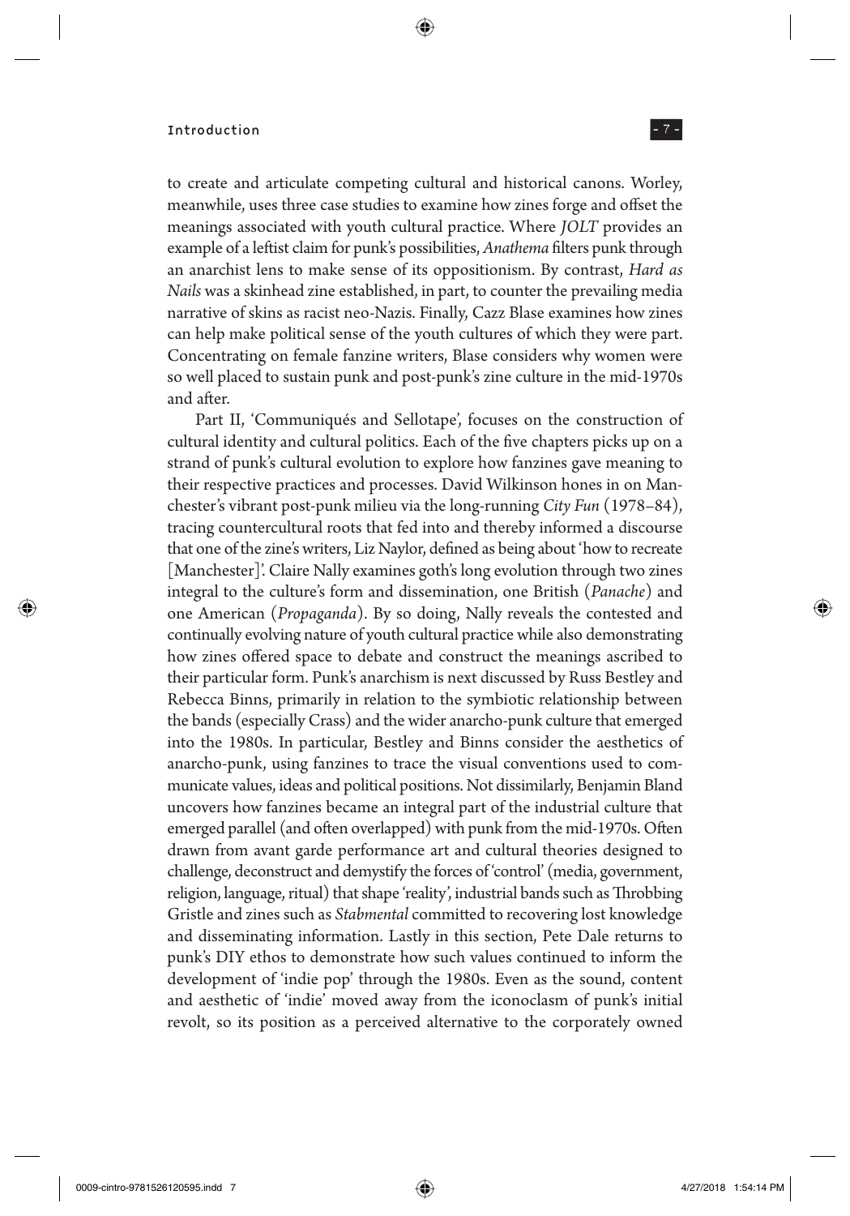to create and articulate competing cultural and historical canons. Worley, meanwhile, uses three case studies to examine how zines forge and offset the meanings associated with youth cultural practice. Where *JOLT* provides an example of a leftist claim for punk's possibilities, *Anathema* filters punk through an anarchist lens to make sense of its oppositionism. By contrast, *Hard as Nails* was a skinhead zine established, in part, to counter the prevailing media narrative of skins as racist neo-Nazis. Finally, Cazz Blase examines how zines can help make political sense of the youth cultures of which they were part. Concentrating on female fanzine writers, Blase considers why women were so well placed to sustain punk and post-punk's zine culture in the mid-1970s and after.

Part II, 'Communiqués and Sellotape', focuses on the construction of cultural identity and cultural politics. Each of the five chapters picks up on a strand of punk's cultural evolution to explore how fanzines gave meaning to their respective practices and processes. David Wilkinson hones in on Manchester's vibrant post-punk milieu via the long-running *City Fun* (1978–84), tracing countercultural roots that fed into and thereby informed a discourse that one of the zine's writers, Liz Naylor, defined as being about 'how to recreate [Manchester]'. Claire Nally examines goth's long evolution through two zines integral to the culture's form and dissemination, one British (*Panache*) and one American (*Propaganda*). By so doing, Nally reveals the contested and continually evolving nature of youth cultural practice while also demonstrating how zines offered space to debate and construct the meanings ascribed to their particular form. Punk's anarchism is next discussed by Russ Bestley and Rebecca Binns, primarily in relation to the symbiotic relationship between the bands (especially Crass) and the wider anarcho-punk culture that emerged into the 1980s. In particular, Bestley and Binns consider the aesthetics of anarcho-punk, using fanzines to trace the visual conventions used to communicate values, ideas and political positions. Not dissimilarly, Benjamin Bland uncovers how fanzines became an integral part of the industrial culture that emerged parallel (and often overlapped) with punk from the mid-1970s. Often drawn from avant garde performance art and cultural theories designed to challenge, deconstruct and demystify the forces of 'control' (media, government, religion, language, ritual) that shape 'reality', industrial bands such as Throbbing Gristle and zines such as *Stabmental* committed to recovering lost knowledge and disseminating information. Lastly in this section, Pete Dale returns to punk's DIY ethos to demonstrate how such values continued to inform the development of 'indie pop' through the 1980s. Even as the sound, content and aesthetic of 'indie' moved away from the iconoclasm of punk's initial revolt, so its position as a perceived alternative to the corporately owned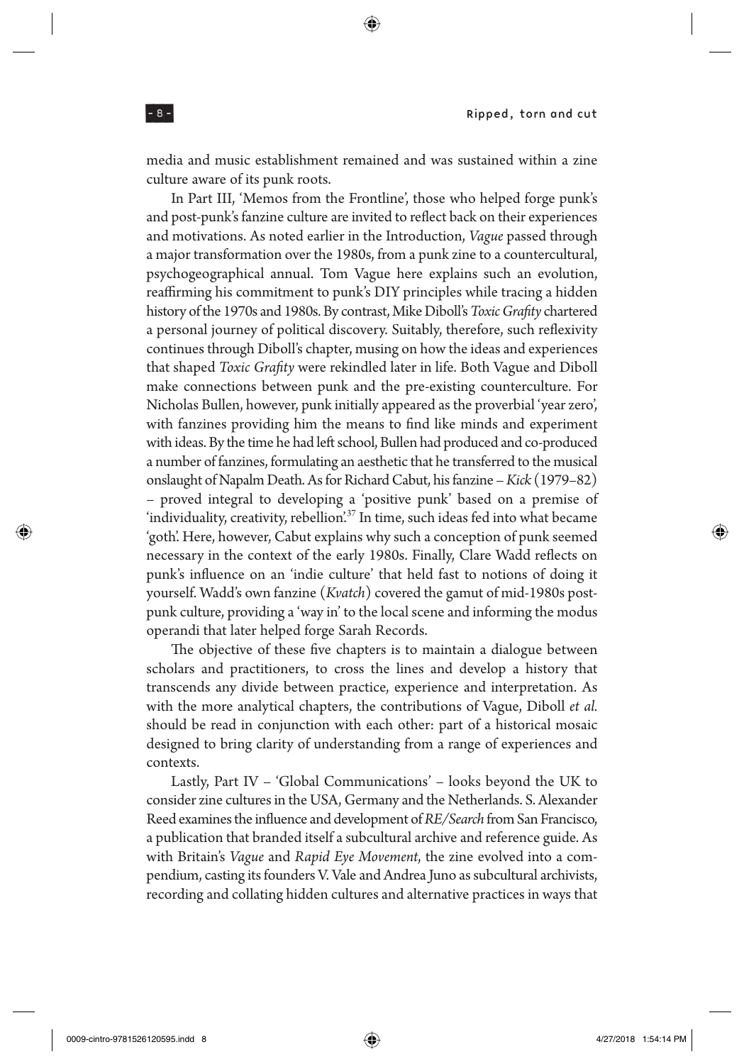media and music establishment remained and was sustained within a zine culture aware of its punk roots.

In Part III, 'Memos from the Frontline', those who helped forge punk's and post-punk's fanzine culture are invited to reflect back on their experiences and motivations. As noted earlier in the Introduction, *Vague* passed through a major transformation over the 1980s, from a punk zine to a countercultural, psychogeographical annual. Tom Vague here explains such an evolution, reaffirming his commitment to punk's DIY principles while tracing a hidden history of the 1970s and 1980s. By contrast, Mike Diboll's *Toxic Grafity* chartered a personal journey of political discovery. Suitably, therefore, such reflexivity continues through Diboll's chapter, musing on how the ideas and experiences that shaped *Toxic Grafity* were rekindled later in life. Both Vague and Diboll make connections between punk and the pre-existing counterculture. For Nicholas Bullen, however, punk initially appeared as the proverbial 'year zero', with fanzines providing him the means to find like minds and experiment with ideas. By the time he had left school, Bullen had produced and co-produced a number of fanzines, formulating an aesthetic that he transferred to the musical onslaught of Napalm Death. As for Richard Cabut, his fanzine – *Kick* (1979–82) – proved integral to developing a 'positive punk' based on a premise of 'individuality, creativity, rebellion'.[37] In time, such ideas fed into what became 'goth'. Here, however, Cabut explains why such a conception of punk seemed necessary in the context of the early 1980s. Finally, Clare Wadd reflects on punk's influence on an 'indie culture' that held fast to notions of doing it yourself. Wadd's own fanzine (*Kvatch*) covered the gamut of mid-1980s post-punk culture, providing a 'way in' to the local scene and informing the modus operandi that later helped forge Sarah Records.

The objective of these five chapters is to maintain a dialogue between scholars and practitioners, to cross the lines and develop a history that transcends any divide between practice, experience and interpretation. As with the more analytical chapters, the contributions of Vague, Diboll *et al.* should be read in conjunction with each other: part of a historical mosaic designed to bring clarity of understanding from a range of experiences and contexts.

Lastly, Part IV – 'Global Communications' – looks beyond the UK to consider zine cultures in the USA, Germany and the Netherlands. S. Alexander Reed examines the influence and development of *RE/Search* from San Francisco, a publication that branded itself a subcultural archive and reference guide. As with Britain's *Vague* and *Rapid Eye Movement*, the zine evolved into a compendium, casting its founders V. Vale and Andrea Juno as subcultural archivists, recording and collating hidden cultures and alternative practices in ways that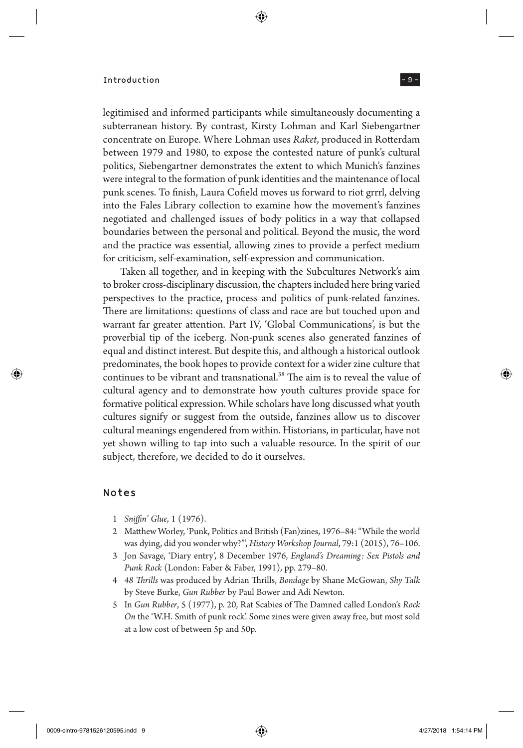legitimised and informed participants while simultaneously documenting a subterranean history. By contrast, Kirsty Lohman and Karl Siebengartner concentrate on Europe. Where Lohman uses *Raket*, produced in Rotterdam between 1979 and 1980, to expose the contested nature of punk's cultural politics, Siebengartner demonstrates the extent to which Munich's fanzines were integral to the formation of punk identities and the maintenance of local punk scenes. To finish, Laura Cofield moves us forward to riot grrrl, delving into the Fales Library collection to examine how the movement's fanzines negotiated and challenged issues of body politics in a way that collapsed boundaries between the personal and political. Beyond the music, the word and the practice was essential, allowing zines to provide a perfect medium for criticism, self-examination, self-expression and communication.

Taken all together, and in keeping with the Subcultures Network's aim to broker cross-disciplinary discussion, the chapters included here bring varied perspectives to the practice, process and politics of punk-related fanzines. There are limitations: questions of class and race are but touched upon and warrant far greater attention. Part IV, 'Global Communications', is but the proverbial tip of the iceberg. Non-punk scenes also generated fanzines of equal and distinct interest. But despite this, and although a historical outlook predominates, the book hopes to provide context for a wider zine culture that continues to be vibrant and transnational.[38] The aim is to reveal the value of cultural agency and to demonstrate how youth cultures provide space for formative political expression. While scholars have long discussed what youth cultures signify or suggest from the outside, fanzines allow us to discover cultural meanings engendered from within. Historians, in particular, have not yet shown willing to tap into such a valuable resource. In the spirit of our subject, therefore, we decided to do it ourselves.

## Notes

1. *Sniffin' Glue*, 1 (1976).
2. Matthew Worley, 'Punk, Politics and British (Fan)zines, 1976–84: "While the world was dying, did you wonder why?"', *History Workshop Journal*, 79:1 (2015), 76–106.
3. Jon Savage, 'Diary entry', 8 December 1976, *England's Dreaming: Sex Pistols and Punk Rock* (London: Faber & Faber, 1991), pp. 279–80.
4. *48 Thrills* was produced by Adrian Thrills, *Bondage* by Shane McGowan, *Shy Talk* by Steve Burke, *Gun Rubber* by Paul Bower and Adi Newton.
5. In *Gun Rubber*, 5 (1977), p. 20, Rat Scabies of The Damned called London's *Rock On* the 'W.H. Smith of punk rock'. Some zines were given away free, but most sold at a low cost of between 5p and 50p.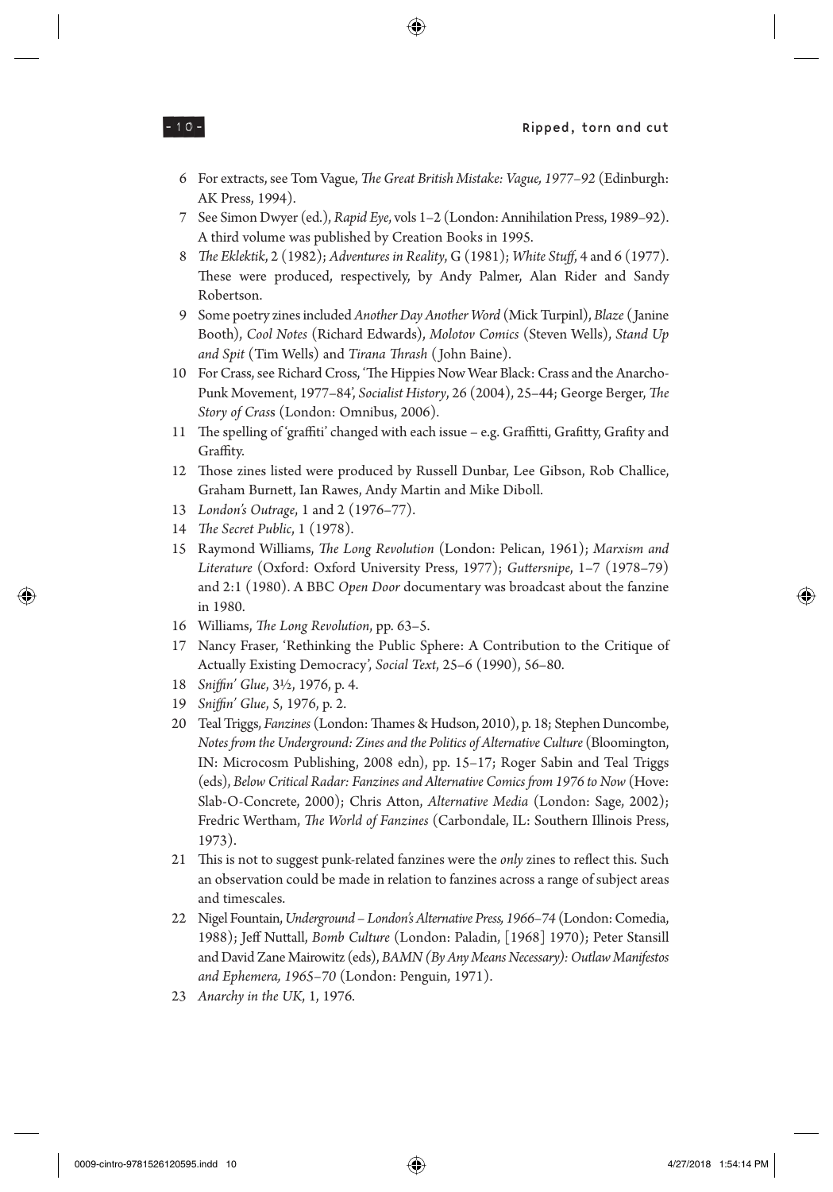6 For extracts, see Tom Vague, *The Great British Mistake: Vague, 1977–92* (Edinburgh: AK Press, 1994).

7 See Simon Dwyer (ed.), *Rapid Eye*, vols 1–2 (London: Annihilation Press, 1989–92). A third volume was published by Creation Books in 1995.

8 *The Eklektik*, 2 (1982); *Adventures in Reality*, G (1981); *White Stuff*, 4 and 6 (1977). These were produced, respectively, by Andy Palmer, Alan Rider and Sandy Robertson.

9 Some poetry zines included *Another Day Another Word* (Mick Turpinl), *Blaze* (Janine Booth), *Cool Notes* (Richard Edwards), *Molotov Comics* (Steven Wells), *Stand Up and Spit* (Tim Wells) and *Tirana Thrash* (John Baine).

10 For Crass, see Richard Cross, 'The Hippies Now Wear Black: Crass and the Anarcho-Punk Movement, 1977–84', *Socialist History*, 26 (2004), 25–44; George Berger, *The Story of Crass* (London: Omnibus, 2006).

11 The spelling of 'graffiti' changed with each issue – e.g. Graffitti, Grafitty, Grafity and Graffity.

12 Those zines listed were produced by Russell Dunbar, Lee Gibson, Rob Challice, Graham Burnett, Ian Rawes, Andy Martin and Mike Diboll.

13 *London's Outrage*, 1 and 2 (1976–77).

14 *The Secret Public*, 1 (1978).

15 Raymond Williams, *The Long Revolution* (London: Pelican, 1961); *Marxism and Literature* (Oxford: Oxford University Press, 1977); *Guttersnipe*, 1–7 (1978–79) and 2:1 (1980). A BBC *Open Door* documentary was broadcast about the fanzine in 1980.

16 Williams, *The Long Revolution*, pp. 63–5.

17 Nancy Fraser, 'Rethinking the Public Sphere: A Contribution to the Critique of Actually Existing Democracy', *Social Text*, 25–6 (1990), 56–80.

18 *Sniffin' Glue*, 3½, 1976, p. 4.

19 *Sniffin' Glue*, 5, 1976, p. 2.

20 Teal Triggs, *Fanzines* (London: Thames & Hudson, 2010), p. 18; Stephen Duncombe, *Notes from the Underground: Zines and the Politics of Alternative Culture* (Bloomington, IN: Microcosm Publishing, 2008 edn), pp. 15–17; Roger Sabin and Teal Triggs (eds), *Below Critical Radar: Fanzines and Alternative Comics from 1976 to Now* (Hove: Slab-O-Concrete, 2000); Chris Atton, *Alternative Media* (London: Sage, 2002); Fredric Wertham, *The World of Fanzines* (Carbondale, IL: Southern Illinois Press, 1973).

21 This is not to suggest punk-related fanzines were the *only* zines to reflect this. Such an observation could be made in relation to fanzines across a range of subject areas and timescales.

22 Nigel Fountain, *Underground – London's Alternative Press, 1966–74* (London: Comedia, 1988); Jeff Nuttall, *Bomb Culture* (London: Paladin, [1968] 1970); Peter Stansill and David Zane Mairowitz (eds), *BAMN (By Any Means Necessary): Outlaw Manifestos and Ephemera, 1965–70* (London: Penguin, 1971).

23 *Anarchy in the UK*, 1, 1976.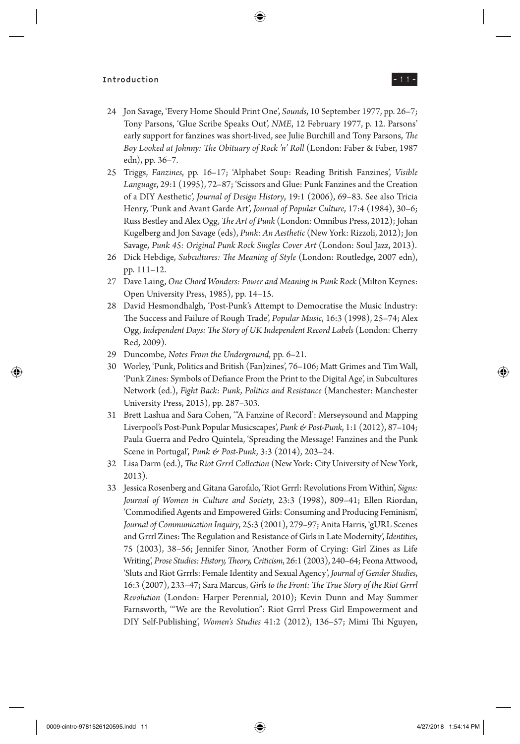24 Jon Savage, 'Every Home Should Print One', *Sounds*, 10 September 1977, pp. 26–7; Tony Parsons, 'Glue Scribe Speaks Out', *NME*, 12 February 1977, p. 12. Parsons' early support for fanzines was short-lived, see Julie Burchill and Tony Parsons, *The Boy Looked at Johnny: The Obituary of Rock 'n' Roll* (London: Faber & Faber, 1987 edn), pp. 36–7.

25 Triggs, *Fanzines*, pp. 16–17; 'Alphabet Soup: Reading British Fanzines', *Visible Language*, 29:1 (1995), 72–87; 'Scissors and Glue: Punk Fanzines and the Creation of a DIY Aesthetic', *Journal of Design History*, 19:1 (2006), 69–83. See also Tricia Henry, 'Punk and Avant Garde Art', *Journal of Popular Culture*, 17:4 (1984), 30–6; Russ Bestley and Alex Ogg, *The Art of Punk* (London: Omnibus Press, 2012); Johan Kugelberg and Jon Savage (eds), *Punk: An Aesthetic* (New York: Rizzoli, 2012); Jon Savage, *Punk 45: Original Punk Rock Singles Cover Art* (London: Soul Jazz, 2013).

26 Dick Hebdige, *Subcultures: The Meaning of Style* (London: Routledge, 2007 edn), pp. 111–12.

27 Dave Laing, *One Chord Wonders: Power and Meaning in Punk Rock* (Milton Keynes: Open University Press, 1985), pp. 14–15.

28 David Hesmondhalgh, 'Post-Punk's Attempt to Democratise the Music Industry: The Success and Failure of Rough Trade', *Popular Music*, 16:3 (1998), 25–74; Alex Ogg, *Independent Days: The Story of UK Independent Record Labels* (London: Cherry Red, 2009).

29 Duncombe, *Notes From the Underground*, pp. 6–21.

30 Worley, 'Punk, Politics and British (Fan)zines', 76–106; Matt Grimes and Tim Wall, 'Punk Zines: Symbols of Defiance From the Print to the Digital Age', in Subcultures Network (ed.), *Fight Back: Punk, Politics and Resistance* (Manchester: Manchester University Press, 2015), pp. 287–303.

31 Brett Lashua and Sara Cohen, '"A Fanzine of Record': Merseysound and Mapping Liverpool's Post-Punk Popular Musicscapes', *Punk & Post-Punk*, 1:1 (2012), 87–104; Paula Guerra and Pedro Quintela, 'Spreading the Message! Fanzines and the Punk Scene in Portugal', *Punk & Post-Punk*, 3:3 (2014), 203–24.

32 Lisa Darm (ed.), *The Riot Grrrl Collection* (New York: City University of New York, 2013).

33 Jessica Rosenberg and Gitana Garofalo, 'Riot Grrrl: Revolutions From Within', *Signs: Journal of Women in Culture and Society*, 23:3 (1998), 809–41; Ellen Riordan, 'Commodified Agents and Empowered Girls: Consuming and Producing Feminism', *Journal of Communication Inquiry*, 25:3 (2001), 279–97; Anita Harris, 'gURL Scenes and Grrrl Zines: The Regulation and Resistance of Girls in Late Modernity', *Identities*, 75 (2003), 38–56; Jennifer Sinor, 'Another Form of Crying: Girl Zines as Life Writing', *Prose Studies: History, Theory, Criticism*, 26:1 (2003), 240–64; Feona Attwood, 'Sluts and Riot Grrrls: Female Identity and Sexual Agency', *Journal of Gender Studies*, 16:3 (2007), 233–47; Sara Marcus, *Girls to the Front: The True Story of the Riot Grrrl Revolution* (London: Harper Perennial, 2010); Kevin Dunn and May Summer Farnsworth, '"We are the Revolution": Riot Grrrl Press Girl Empowerment and DIY Self-Publishing', *Women's Studies* 41:2 (2012), 136–57; Mimi Thi Nguyen,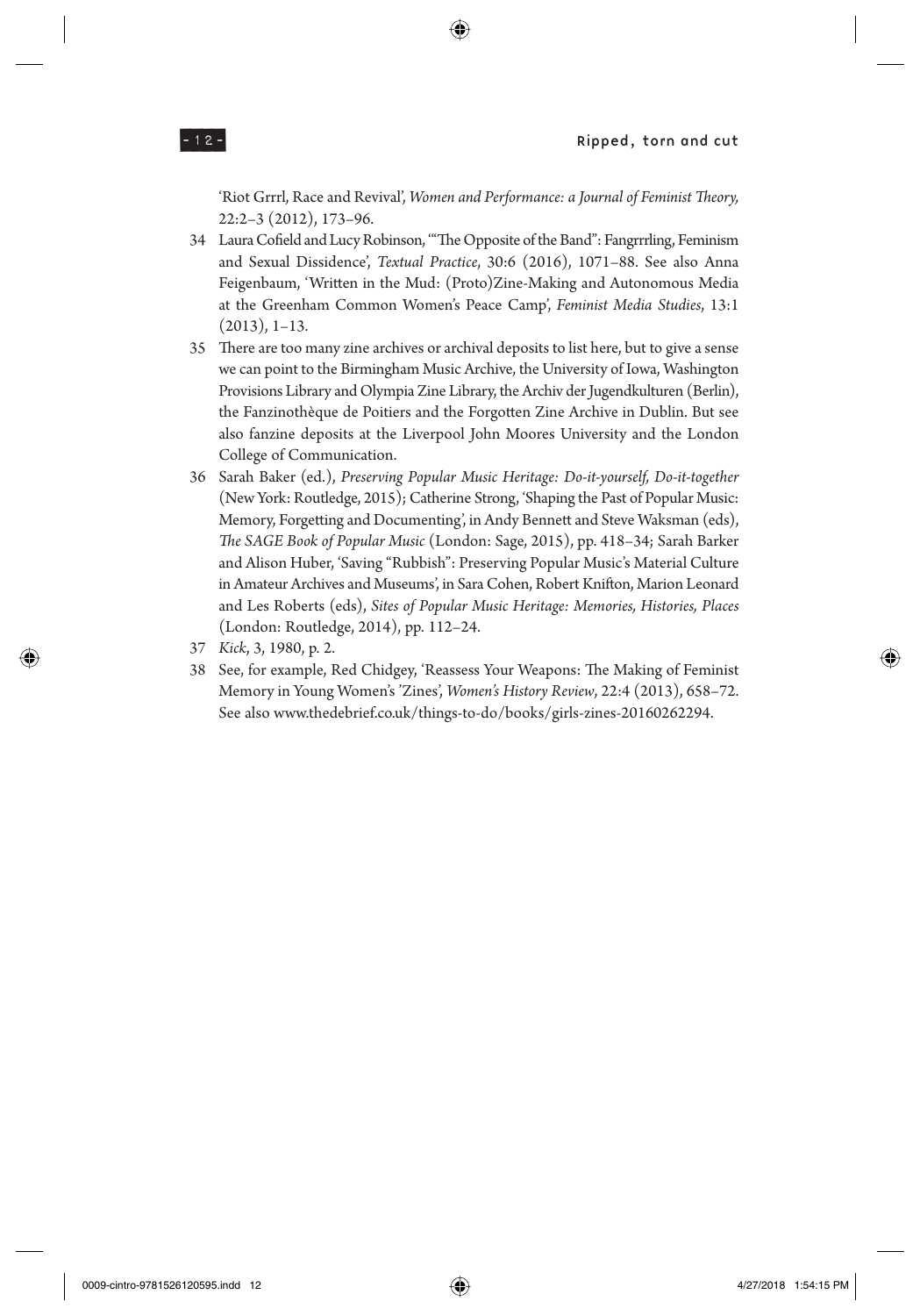'Riot Grrrl, Race and Revival', *Women and Performance: a Journal of Feminist Theory*, 22:2–3 (2012), 173–96.

34 Laura Cofield and Lucy Robinson, '"The Opposite of the Band": Fangrrrling, Feminism and Sexual Dissidence', *Textual Practice*, 30:6 (2016), 1071–88. See also Anna Feigenbaum, 'Written in the Mud: (Proto)Zine-Making and Autonomous Media at the Greenham Common Women's Peace Camp', *Feminist Media Studies*, 13:1 (2013), 1–13.

35 There are too many zine archives or archival deposits to list here, but to give a sense we can point to the Birmingham Music Archive, the University of Iowa, Washington Provisions Library and Olympia Zine Library, the Archiv der Jugendkulturen (Berlin), the Fanzinothèque de Poitiers and the Forgotten Zine Archive in Dublin. But see also fanzine deposits at the Liverpool John Moores University and the London College of Communication.

36 Sarah Baker (ed.), *Preserving Popular Music Heritage: Do-it-yourself, Do-it-together* (New York: Routledge, 2015); Catherine Strong, 'Shaping the Past of Popular Music: Memory, Forgetting and Documenting', in Andy Bennett and Steve Waksman (eds), *The SAGE Book of Popular Music* (London: Sage, 2015), pp. 418–34; Sarah Barker and Alison Huber, 'Saving "Rubbish": Preserving Popular Music's Material Culture in Amateur Archives and Museums', in Sara Cohen, Robert Knifton, Marion Leonard and Les Roberts (eds), *Sites of Popular Music Heritage: Memories, Histories, Places* (London: Routledge, 2014), pp. 112–24.

37 *Kick*, 3, 1980, p. 2.

38 See, for example, Red Chidgey, 'Reassess Your Weapons: The Making of Feminist Memory in Young Women's 'Zines', *Women's History Review*, 22:4 (2013), 658–72. See also www.thedebrief.co.uk/things-to-do/books/girls-zines-20160262294.